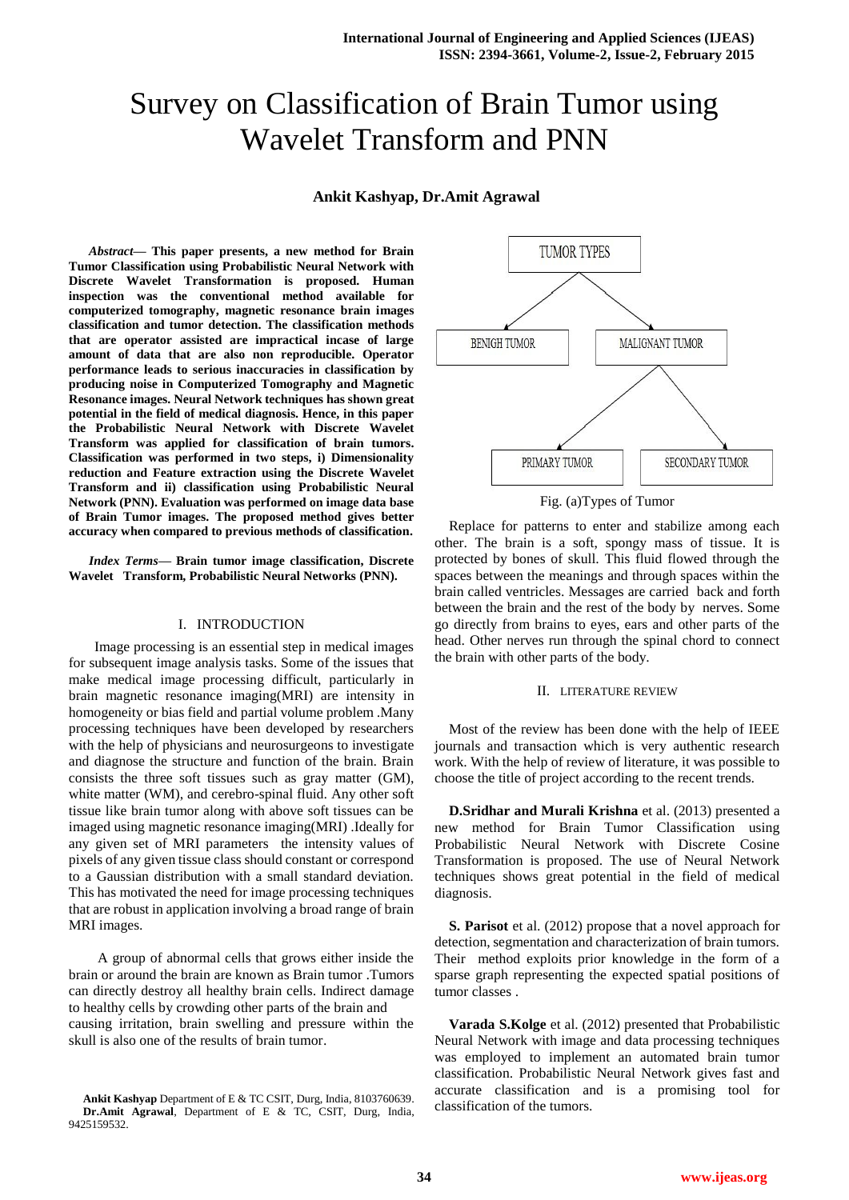# Survey on Classification of Brain Tumor using Wavelet Transform and PNN

**Ankit Kashyap, Dr.Amit Agrawal**

***Abstract*— This paper presents, a new method for Brain Tumor Classification using Probabilistic Neural Network with Discrete Wavelet Transformation is proposed. Human inspection was the conventional method available for computerized tomography, magnetic resonance brain images classification and tumor detection. The classification methods that are operator assisted are impractical incase of large amount of data that are also non reproducible. Operator performance leads to serious inaccuracies in classification by producing noise in Computerized Tomography and Magnetic Resonance images. Neural Network techniques has shown great potential in the field of medical diagnosis. Hence, in this paper the Probabilistic Neural Network with Discrete Wavelet Transform was applied for classification of brain tumors. Classification was performed in two steps, i) Dimensionality reduction and Feature extraction using the Discrete Wavelet Transform and ii) classification using Probabilistic Neural Network (PNN). Evaluation was performed on image data base of Brain Tumor images. The proposed method gives better accuracy when compared to previous methods of classification.**

***Index Terms*— Brain tumor image classification, Discrete Wavelet Transform, Probabilistic Neural Networks (PNN).**

## I. INTRODUCTION

Image processing is an essential step in medical images for subsequent image analysis tasks. Some of the issues that make medical image processing difficult, particularly in brain magnetic resonance imaging(MRI) are intensity in homogeneity or bias field and partial volume problem .Many processing techniques have been developed by researchers with the help of physicians and neurosurgeons to investigate and diagnose the structure and function of the brain. Brain consists the three soft tissues such as gray matter (GM), white matter (WM), and cerebro-spinal fluid. Any other soft tissue like brain tumor along with above soft tissues can be imaged using magnetic resonance imaging(MRI) .Ideally for any given set of MRI parameters the intensity values of pixels of any given tissue class should constant or correspond to a Gaussian distribution with a small standard deviation. This has motivated the need for image processing techniques that are robust in application involving a broad range of brain MRI images.

A group of abnormal cells that grows either inside the brain or around the brain are known as Brain tumor .Tumors can directly destroy all healthy brain cells. Indirect damage to healthy cells by crowding other parts of the brain and causing irritation, brain swelling and pressure within the skull is also one of the results of brain tumor.

**Ankit Kashyap** Department of E & TC CSIT, Durg, India, 8103760639.
**Dr.Amit Agrawal**, Department of E & TC, CSIT, Durg, India, 9425159532.

TUMOR TYPES
- BENIGH TUMOR
- MALIGNANT TUMOR
  - PRIMARY TUMOR
  - SECONDARY TUMOR

Fig. (a)Types of Tumor

Replace for patterns to enter and stabilize among each other. The brain is a soft, spongy mass of tissue. It is protected by bones of skull. This fluid flowed through the spaces between the meanings and through spaces within the brain called ventricles. Messages are carried back and forth between the brain and the rest of the body by nerves. Some go directly from brains to eyes, ears and other parts of the head. Other nerves run through the spinal chord to connect the brain with other parts of the body.

## II. LITERATURE REVIEW

Most of the review has been done with the help of IEEE journals and transaction which is very authentic research work. With the help of review of literature, it was possible to choose the title of project according to the recent trends.

**D.Sridhar and Murali Krishna** et al. (2013) presented a new method for Brain Tumor Classification using Probabilistic Neural Network with Discrete Cosine Transformation is proposed. The use of Neural Network techniques shows great potential in the field of medical diagnosis.

**S. Parisot** et al. (2012) propose that a novel approach for detection, segmentation and characterization of brain tumors. Their method exploits prior knowledge in the form of a sparse graph representing the expected spatial positions of tumor classes .

**Varada S.Kolge** et al. (2012) presented that Probabilistic Neural Network with image and data processing techniques was employed to implement an automated brain tumor classification. Probabilistic Neural Network gives fast and accurate classification and is a promising tool for classification of the tumors.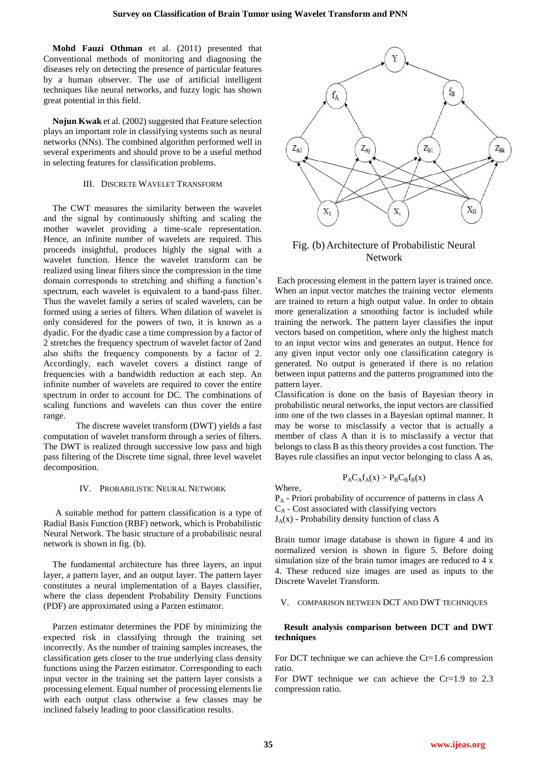**Mohd Fauzi Othman** et al. (2011) presented that Conventional methods of monitoring and diagnosing the diseases rely on detecting the presence of particular features by a human observer. The use of artificial intelligent techniques like neural networks, and fuzzy logic has shown great potential in this field.

**Nojun Kwak** et al. (2002) suggested that Feature selection plays an important role in classifying systems such as neural networks (NNs). The combined algorithm performed well in several experiments and should prove to be a useful method in selecting features for classification problems.

## III. Discrete Wavelet Transform

The CWT measures the similarity between the wavelet and the signal by continuously shifting and scaling the mother wavelet providing a time-scale representation. Hence, an infinite number of wavelets are required. This proceeds insightful, produces highly the signal with a wavelet function. Hence the wavelet transform can be realized using linear filters since the compression in the time domain corresponds to stretching and shifting a function's spectrum, each wavelet is equivalent to a band-pass filter. Thus the wavelet family a series of scaled wavelets, can be formed using a series of filters. When dilation of wavelet is only considered for the powers of two, it is known as a dyadic. For the dyadic case a time compression by a factor of 2 stretches the frequency spectrum of wavelet factor of 2and also shifts the frequency components by a factor of 2. Accordingly, each wavelet covers a distinct range of frequencies with a bandwidth reduction at each step. An infinite number of wavelets are required to cover the entire spectrum in order to account for DC. The combinations of scaling functions and wavelets can thus cover the entire range.

The discrete wavelet transform (DWT) yields a fast computation of wavelet transform through a series of filters. The DWT is realized through successive low pass and high pass filtering of the Discrete time signal, three level wavelet decomposition.

## IV. Probabilistic Neural Network

A suitable method for pattern classification is a type of Radial Basis Function (RBF) network, which is Probabilistic Neural Network. The basic structure of a probabilistic neural network is shown in fig. (b).

The fundamental architecture has three layers, an input layer, a pattern layer, and an output layer. The pattern layer constitutes a neural implementation of a Bayes classifier, where the class dependent Probability Density Functions (PDF) are approximated using a Parzen estimator.

Parzen estimator determines the PDF by minimizing the expected risk in classifying through the training set incorrectly. As the number of training samples increases, the classification gets closer to the true underlying class density functions using the Parzen estimator. Corresponding to each input vector in the training set the pattern layer consists a processing element. Equal number of processing elements lie with each output class otherwise a few classes may be inclined falsely leading to poor classification results.

Fig. (b) Architecture of Probabilistic Neural Network

Each processing element in the pattern layer is trained once. When an input vector matches the training vector elements are trained to return a high output value. In order to obtain more generalization a smoothing factor is included while training the network. The pattern layer classifies the input vectors based on competition, where only the highest match to an input vector wins and generates an output. Hence for any given input vector only one classification category is generated. No output is generated if there is no relation between input patterns and the patterns programmed into the pattern layer.

Classification is done on the basis of Bayesian theory in probabilistic neural networks, the input vectors are classified into one of the two classes in a Bayesian optimal manner. It may be worse to misclassify a vector that is actually a member of class A than it is to misclassify a vector that belongs to class B as this theory provides a cost function. The Bayes rule classifies an input vector belonging to class A as,

$$P_A C_A f_A(x) > P_B C_B f_B(x)$$

Where,

$P_A$ - Priori probability of occurrence of patterns in class A

$C_A$ - Cost associated with classifying vectors

$J_A(x)$ - Probability density function of class A

Brain tumor image database is shown in figure 4 and its normalized version is shown in figure 5. Before doing simulation size of the brain tumor images are reduced to 4 x 4. These reduced size images are used as inputs to the Discrete Wavelet Transform.

## V. Comparison between DCT and DWT techniques

**Result analysis comparison between DCT and DWT techniques**

For DCT technique we can achieve the Cr=1.6 compression ratio.

For DWT technique we can achieve the Cr=1.9 to 2.3 compression ratio.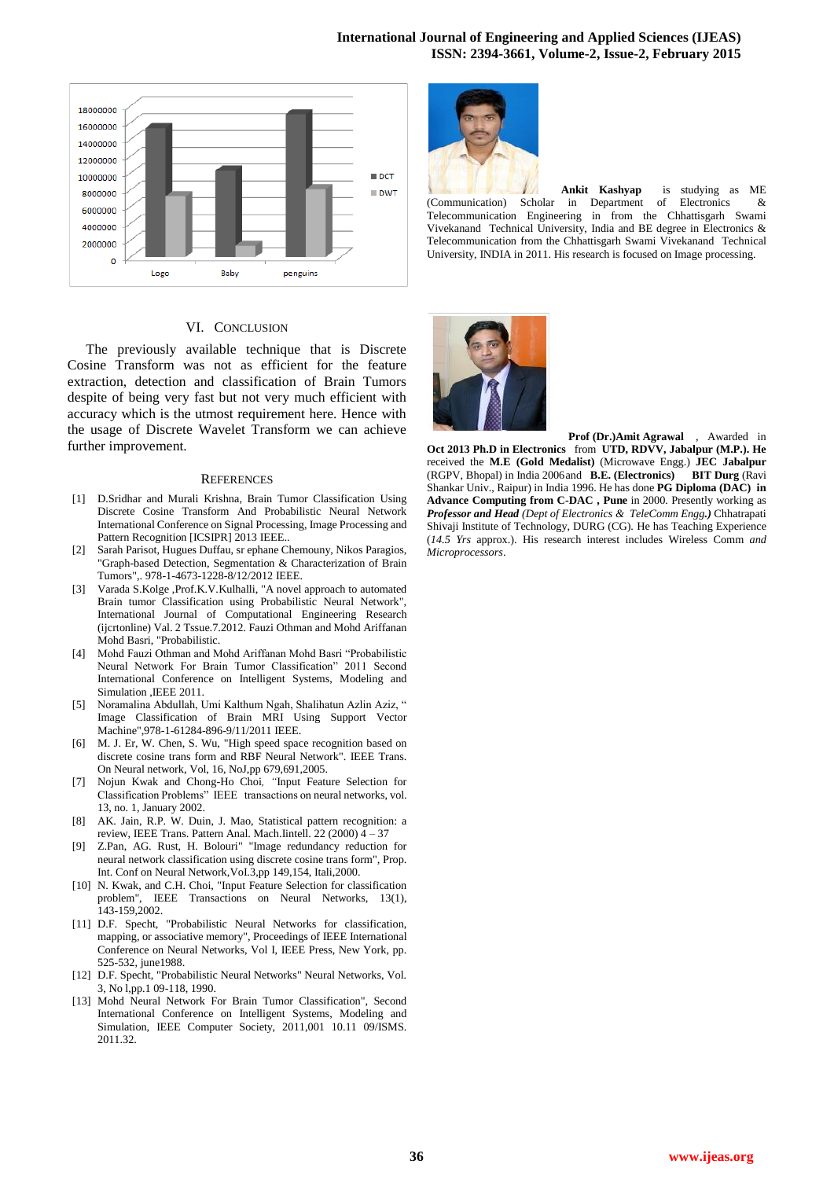18000000
16000000
14000000
12000000
10000000
8000000
6000000
4000000
2000000
0

Logo
Baby
penguins

DCT
DWT

## VI. Conclusion

The previously available technique that is Discrete Cosine Transform was not as efficient for the feature extraction, detection and classification of Brain Tumors despite of being very fast but not very much efficient with accuracy which is the utmost requirement here. Hence with the usage of Discrete Wavelet Transform we can achieve further improvement.

## References

[1] D.Sridhar and Murali Krishna, Brain Tumor Classification Using Discrete Cosine Transform And Probabilistic Neural Network International Conference on Signal Processing, Image Processing and Pattern Recognition [ICSIPR] 2013 IEEE..

[2] Sarah Parisot, Hugues Duffau, sr ephane Chemouny, Nikos Paragios, "Graph-based Detection, Segmentation & Characterization of Brain Tumors",. 978-1-4673-1228-8/12/2012 IEEE.

[3] Varada S.Kolge ,Prof.K.V.Kulhalli, "A novel approach to automated Brain tumor Classification using Probabilistic Neural Network", International Journal of Computational Engineering Research (ijcrtonline) Val. 2 Tssue.7.2012. Fauzi Othman and Mohd Ariffanan Mohd Basri, "Probabilistic.

[4] Mohd Fauzi Othman and Mohd Ariffanan Mohd Basri "Probabilistic Neural Network For Brain Tumor Classification" 2011 Second International Conference on Intelligent Systems, Modeling and Simulation ,IEEE 2011.

[5] Noramalina Abdullah, Umi Kalthum Ngah, Shalihatun Azlin Aziz, " Image Classification of Brain MRI Using Support Vector Machine",978-1-61284-896-9/11/2011 IEEE.

[6] M. J. Er, W. Chen, S. Wu, "High speed space recognition based on discrete cosine trans form and RBF Neural Network". IEEE Trans. On Neural network, Vol, 16, NoJ,pp 679,691,2005.

[7] Nojun Kwak and Chong-Ho Choi, "Input Feature Selection for Classification Problems" IEEE transactions on neural networks, vol. 13, no. 1, January 2002.

[8] AK. Jain, R.P. W. Duin, J. Mao, Statistical pattern recognition: a review, IEEE Trans. Pattern Anal. Mach.Iintell. 22 (2000) 4 – 37

[9] Z.Pan, AG. Rust, H. Bolouri" "Image redundancy reduction for neural network classification using discrete cosine trans form", Prop. Int. Conf on Neural Network,Vol.3,pp 149,154, Itali,2000.

[10] N. Kwak, and C.H. Choi, "Input Feature Selection for classification problem", IEEE Transactions on Neural Networks, 13(1), 143-159,2002.

[11] D.F. Specht, "Probabilistic Neural Networks for classification, mapping, or associative memory", Proceedings of IEEE International Conference on Neural Networks, Vol I, IEEE Press, New York, pp. 525-532, june1988.

[12] D.F. Specht, "Probabilistic Neural Networks" Neural Networks, Vol. 3, No l,pp.1 09-118, 1990.

[13] Mohd Neural Network For Brain Tumor Classification", Second International Conference on Intelligent Systems, Modeling and Simulation, IEEE Computer Society, 2011,001 10.11 09/ISMS. 2011.32.

**Ankit Kashyap** is studying as ME (Communication) Scholar in Department of Electronics & Telecommunication Engineering in from the Chhattisgarh Swami Vivekanand Technical University, India and BE degree in Electronics & Telecommunication from the Chhattisgarh Swami Vivekanand Technical University, INDIA in 2011. His research is focused on Image processing.

**Prof (Dr.)Amit Agrawal** , Awarded in **Oct 2013 Ph.D in Electronics** from **UTD, RDVV, Jabalpur (M.P.). He** received the **M.E (Gold Medalist)** (Microwave Engg.) **JEC Jabalpur** (RGPV, Bhopal) in India 2006 and **B.E. (Electronics) BIT Durg** (Ravi Shankar Univ., Raipur) in India 1996. He has done **PG Diploma (DAC) in Advance Computing from C-DAC , Pune** in 2000. Presently working as ***Professor and Head*** *(Dept of Electronics & TeleComm Engg.)* Chhatrapati Shivaji Institute of Technology, DURG (CG). He has Teaching Experience (*14.5 Yrs* approx.). His research interest includes Wireless Comm *and Microprocessors*.